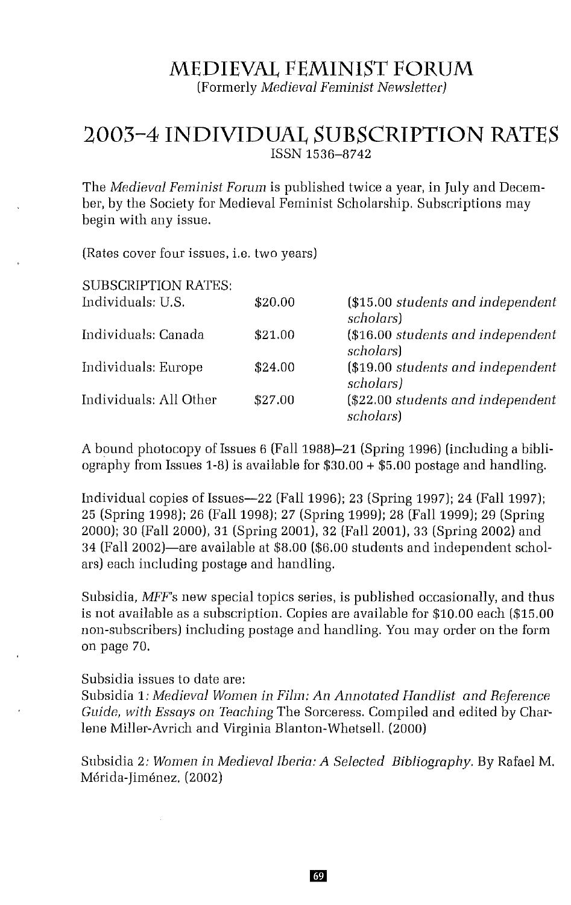# MEDIEVAL FEMINIST FORUM

(Formerly *Medieval Feminist Newsletter*)

## 2003–4 INDIVIDUAL SUBSCRIPTION RATES

ISSN 1536–8742

The *Medieval Feminist Forum* is published twice a year, in July and December, by the Society for Medieval Feminist Scholarship. Subscriptions may begin with any issue.

(Rates cover four issues, i.e. two years)

SUBSCRIPTION RATES:

| | | |
|---|---|---|
| Individuals: U.S. | $20.00 | ($15.00 *students and independent scholars*) |
| Individuals: Canada | $21.00 | ($16.00 *students and independent scholars*) |
| Individuals: Europe | $24.00 | ($19.00 *students and independent scholars*) |
| Individuals: All Other | $27.00 | ($22.00 *students and independent scholars*) |

A bound photocopy of Issues 6 (Fall 1988)–21 (Spring 1996) (including a bibliography from Issues 1-8) is available for $30.00 + $5.00 postage and handling.

Individual copies of Issues—22 (Fall 1996); 23 (Spring 1997); 24 (Fall 1997); 25 (Spring 1998); 26 (Fall 1998); 27 (Spring 1999); 28 (Fall 1999); 29 (Spring 2000); 30 (Fall 2000), 31 (Spring 2001), 32 (Fall 2001), 33 (Spring 2002) and 34 (Fall 2002)—are available at $8.00 ($6.00 students and independent scholars) each including postage and handling.

Subsidia, *MFF*'s new special topics series, is published occasionally, and thus is not available as a subscription. Copies are available for $10.00 each ($15.00 non-subscribers) including postage and handling. You may order on the form on page 70.

Subsidia issues to date are:
Subsidia 1: *Medieval Women in Film: An Annotated Handlist and Reference Guide, with Essays on Teaching* The Sorceress. Compiled and edited by Charlene Miller-Avrich and Virginia Blanton-Whetsell. (2000)

Subsidia 2: *Women in Medieval Iberia: A Selected Bibliography.* By Rafael M. Mérida-Jiménez. (2002)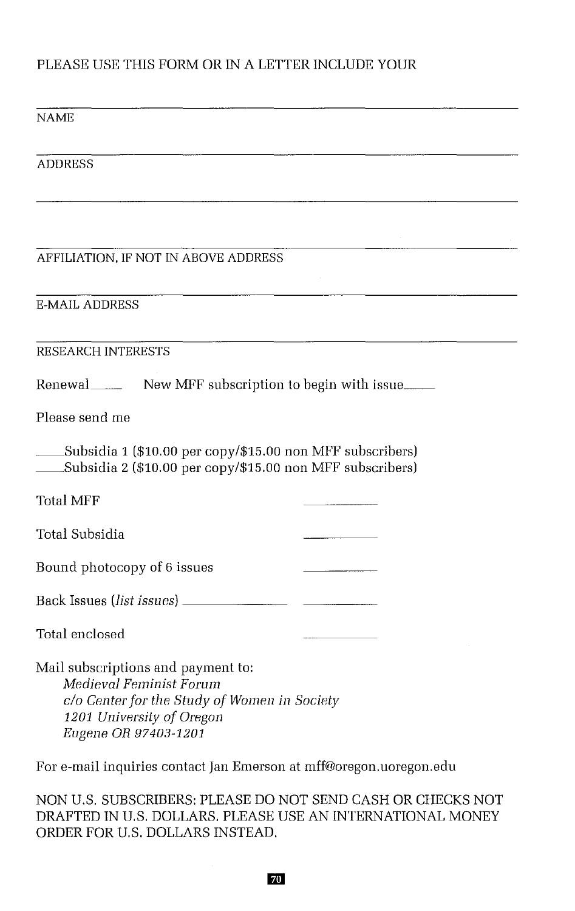PLEASE USE THIS FORM OR IN A LETTER INCLUDE YOUR

\_\_\_\_\_\_\_\_\_\_\_\_\_\_\_\_\_\_\_\_\_\_\_\_\_\_\_\_\_\_\_\_\_\_\_\_\_\_\_\_

NAME

\_\_\_\_\_\_\_\_\_\_\_\_\_\_\_\_\_\_\_\_\_\_\_\_\_\_\_\_\_\_\_\_\_\_\_\_\_\_\_\_

ADDRESS

\_\_\_\_\_\_\_\_\_\_\_\_\_\_\_\_\_\_\_\_\_\_\_\_\_\_\_\_\_\_\_\_\_\_\_\_\_\_\_\_

\_\_\_\_\_\_\_\_\_\_\_\_\_\_\_\_\_\_\_\_\_\_\_\_\_\_\_\_\_\_\_\_\_\_\_\_\_\_\_\_

AFFILIATION, IF NOT IN ABOVE ADDRESS

\_\_\_\_\_\_\_\_\_\_\_\_\_\_\_\_\_\_\_\_\_\_\_\_\_\_\_\_\_\_\_\_\_\_\_\_\_\_\_\_

E-MAIL ADDRESS

\_\_\_\_\_\_\_\_\_\_\_\_\_\_\_\_\_\_\_\_\_\_\_\_\_\_\_\_\_\_\_\_\_\_\_\_\_\_\_\_

RESEARCH INTERESTS

Renewal\_\_\_\_\_ New MFF subscription to begin with issue\_\_\_\_\_

Please send me

\_\_\_\_\_Subsidia 1 ($10.00 per copy/$15.00 non MFF subscribers)
\_\_\_\_\_Subsidia 2 ($10.00 per copy/$15.00 non MFF subscribers)

Total MFF \_\_\_\_\_\_\_\_\_\_

Total Subsidia \_\_\_\_\_\_\_\_\_\_

Bound photocopy of 6 issues \_\_\_\_\_\_\_\_\_\_

Back Issues (*list issues*) \_\_\_\_\_\_\_\_\_\_\_\_\_\_ \_\_\_\_\_\_\_\_\_\_

Total enclosed \_\_\_\_\_\_\_\_\_\_

Mail subscriptions and payment to:
*Medieval Feminist Forum*
*c/o Center for the Study of Women in Society*
*1201 University of Oregon*
*Eugene OR 97403-1201*

For e-mail inquiries contact Jan Emerson at mff@oregon.uoregon.edu

NON U.S. SUBSCRIBERS: PLEASE DO NOT SEND CASH OR CHECKS NOT DRAFTED IN U.S. DOLLARS. PLEASE USE AN INTERNATIONAL MONEY ORDER FOR U.S. DOLLARS INSTEAD.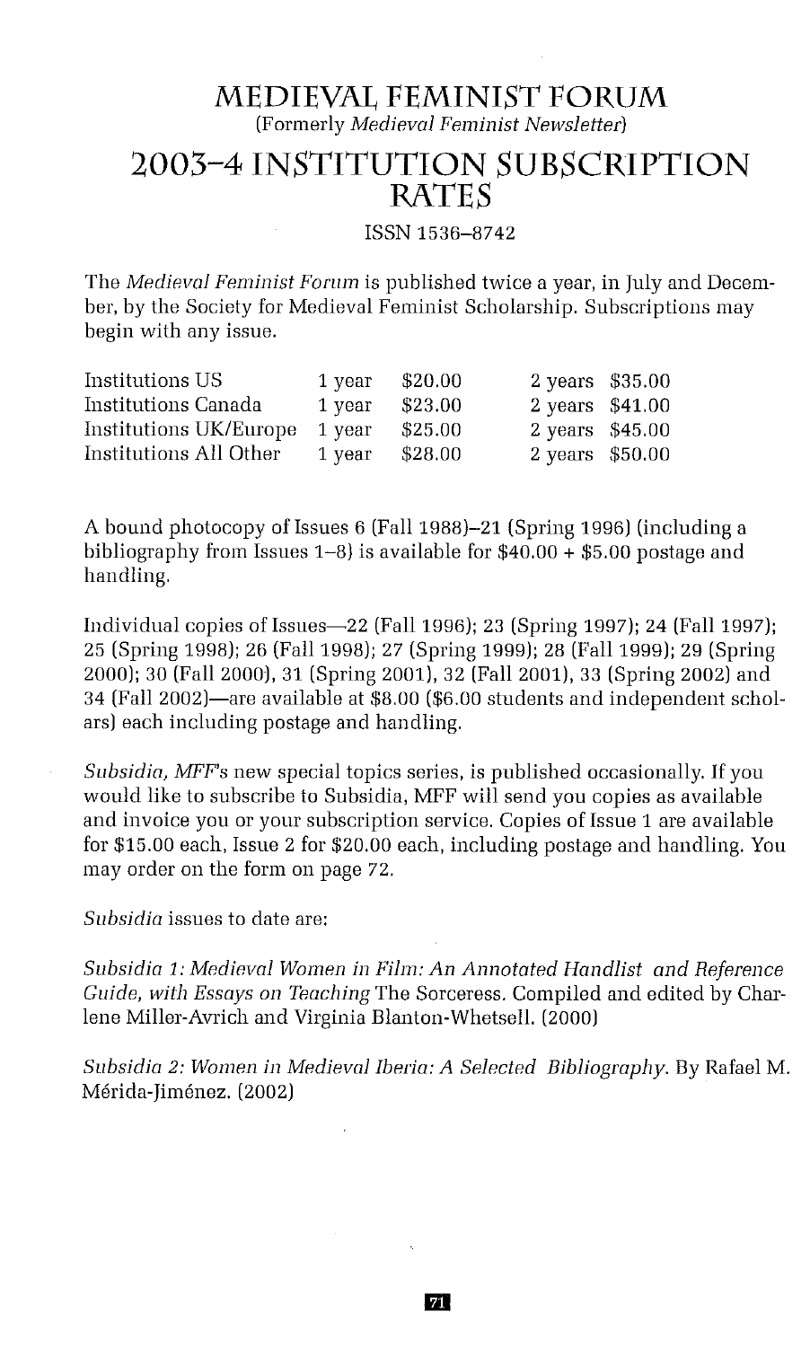# MEDIEVAL FEMINIST FORUM

(Formerly *Medieval Feminist Newsletter*)

# 2003–4 INSTITUTION SUBSCRIPTION RATES

ISSN 1536–8742

The *Medieval Feminist Forum* is published twice a year, in July and December, by the Society for Medieval Feminist Scholarship. Subscriptions may begin with any issue.

| | | | | |
|---|---|---|---|---|
| Institutions US | 1 year | \$20.00 | 2 years | \$35.00 |
| Institutions Canada | 1 year | \$23.00 | 2 years | \$41.00 |
| Institutions UK/Europe | 1 year | \$25.00 | 2 years | \$45.00 |
| Institutions All Other | 1 year | \$28.00 | 2 years | \$50.00 |

A bound photocopy of Issues 6 (Fall 1988)–21 (Spring 1996) (including a bibliography from Issues 1–8) is available for \$40.00 + \$5.00 postage and handling.

Individual copies of Issues—22 (Fall 1996); 23 (Spring 1997); 24 (Fall 1997); 25 (Spring 1998); 26 (Fall 1998); 27 (Spring 1999); 28 (Fall 1999); 29 (Spring 2000); 30 (Fall 2000), 31 (Spring 2001), 32 (Fall 2001), 33 (Spring 2002) and 34 (Fall 2002)—are available at \$8.00 (\$6.00 students and independent scholars) each including postage and handling.

*Subsidia, MFF*'s new special topics series, is published occasionally. If you would like to subscribe to Subsidia, MFF will send you copies as available and invoice you or your subscription service. Copies of Issue 1 are available for \$15.00 each, Issue 2 for \$20.00 each, including postage and handling. You may order on the form on page 72.

*Subsidia* issues to date are:

*Subsidia 1: Medieval Women in Film: An Annotated Handlist and Reference Guide, with Essays on Teaching* The Sorceress. Compiled and edited by Charlene Miller-Avrich and Virginia Blanton-Whetsell. (2000)

*Subsidia 2: Women in Medieval Iberia: A Selected Bibliography*. By Rafael M. Mérida-Jiménez. (2002)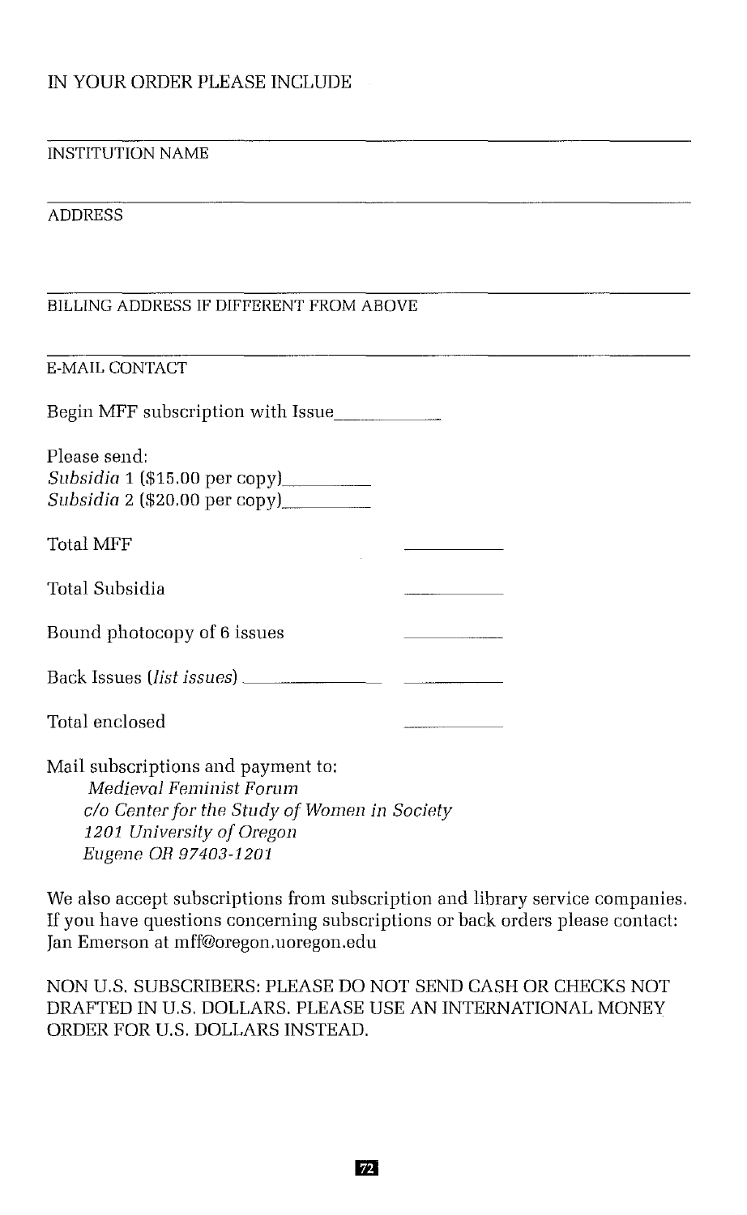IN YOUR ORDER PLEASE INCLUDE

_______________________________________________
INSTITUTION NAME

_______________________________________________
ADDRESS

_______________________________________________
BILLING ADDRESS IF DIFFERENT FROM ABOVE

_______________________________________________
E-MAIL CONTACT

Begin MFF subscription with Issue__________

Please send:
*Subsidia* 1 ($15.00 per copy)________
*Subsidia* 2 ($20.00 per copy)________

Total MFF __________

Total Subsidia __________

Bound photocopy of 6 issues __________

Back Issues (*list issues*) ____________ __________

Total enclosed __________

Mail subscriptions and payment to:
*Medieval Feminist Forum*
*c/o Center for the Study of Women in Society*
*1201 University of Oregon*
*Eugene OR 97403-1201*

We also accept subscriptions from subscription and library service companies. If you have questions concerning subscriptions or back orders please contact: Jan Emerson at mff@oregon.uoregon.edu

NON U.S. SUBSCRIBERS: PLEASE DO NOT SEND CASH OR CHECKS NOT DRAFTED IN U.S. DOLLARS. PLEASE USE AN INTERNATIONAL MONEY ORDER FOR U.S. DOLLARS INSTEAD.